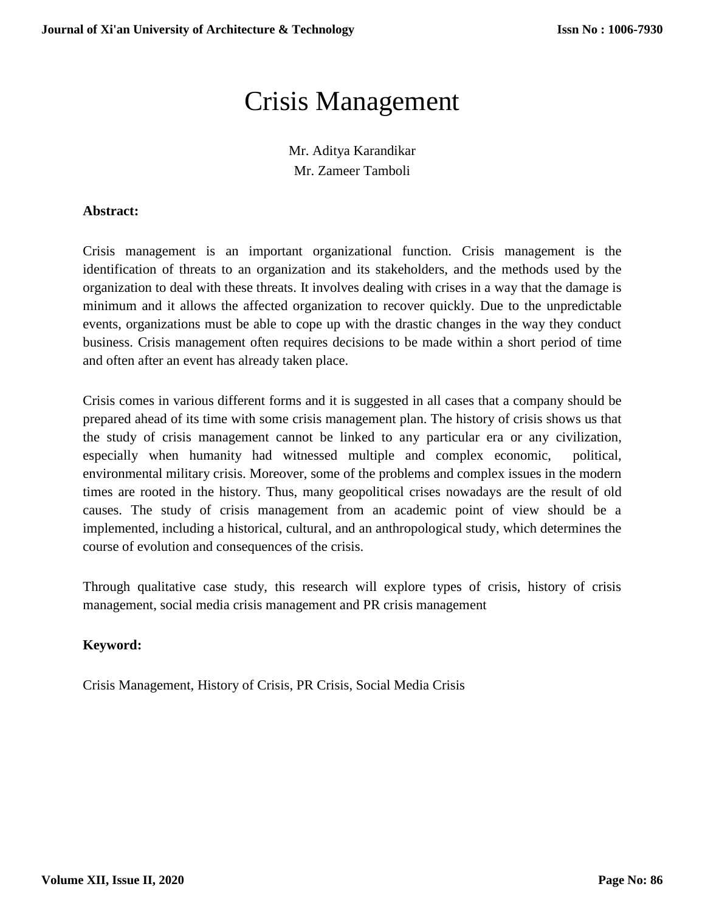# Crisis Management

Mr. Aditya Karandikar
Mr. Zameer Tamboli

**Abstract:**

Crisis management is an important organizational function. Crisis management is the identification of threats to an organization and its stakeholders, and the methods used by the organization to deal with these threats. It involves dealing with crises in a way that the damage is minimum and it allows the affected organization to recover quickly. Due to the unpredictable events, organizations must be able to cope up with the drastic changes in the way they conduct business. Crisis management often requires decisions to be made within a short period of time and often after an event has already taken place.

Crisis comes in various different forms and it is suggested in all cases that a company should be prepared ahead of its time with some crisis management plan. The history of crisis shows us that the study of crisis management cannot be linked to any particular era or any civilization, especially when humanity had witnessed multiple and complex economic, political, environmental military crisis. Moreover, some of the problems and complex issues in the modern times are rooted in the history. Thus, many geopolitical crises nowadays are the result of old causes. The study of crisis management from an academic point of view should be a implemented, including a historical, cultural, and an anthropological study, which determines the course of evolution and consequences of the crisis.

Through qualitative case study, this research will explore types of crisis, history of crisis management, social media crisis management and PR crisis management

**Keyword:**

Crisis Management, History of Crisis, PR Crisis, Social Media Crisis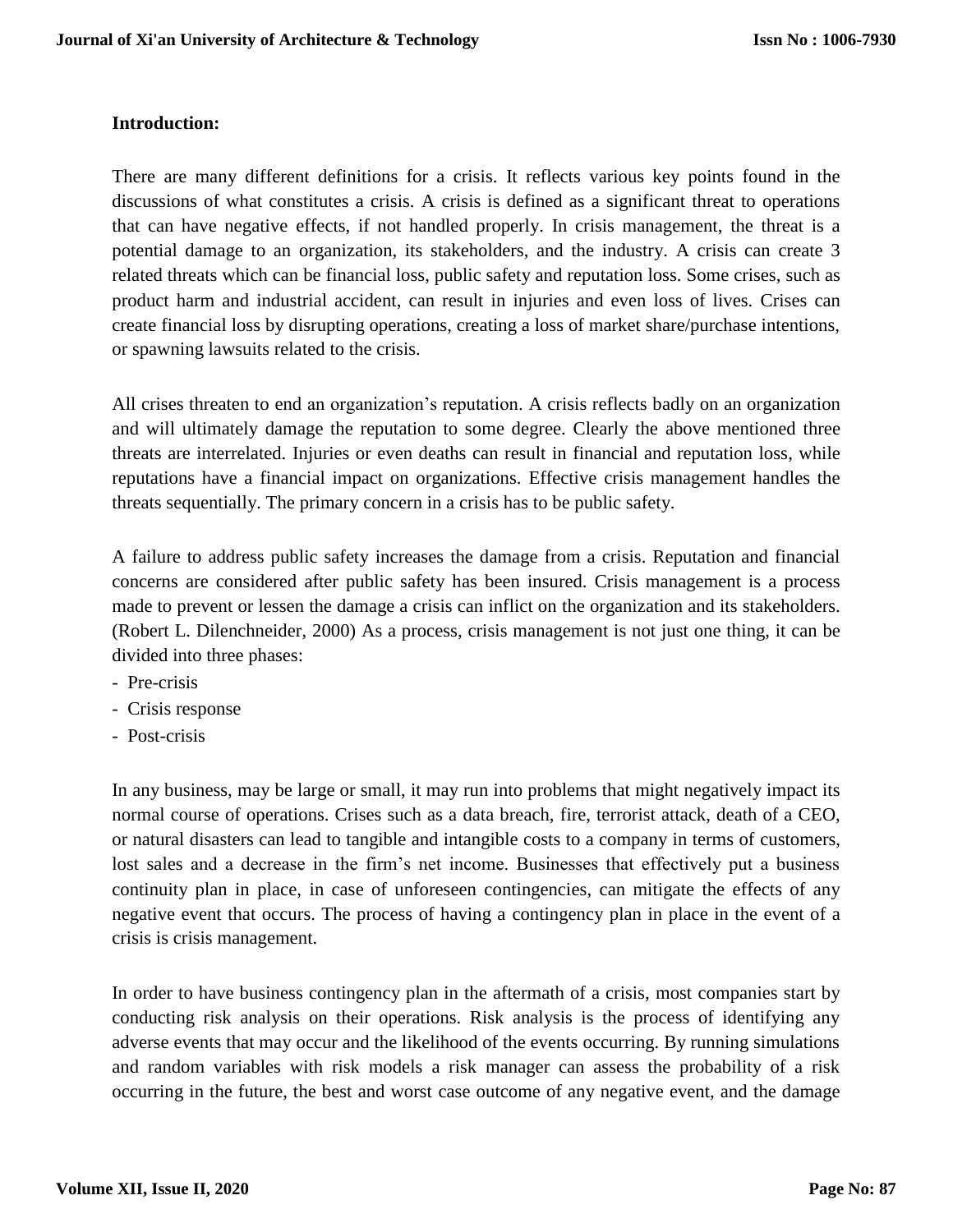## Introduction:

There are many different definitions for a crisis. It reflects various key points found in the discussions of what constitutes a crisis. A crisis is defined as a significant threat to operations that can have negative effects, if not handled properly. In crisis management, the threat is a potential damage to an organization, its stakeholders, and the industry. A crisis can create 3 related threats which can be financial loss, public safety and reputation loss. Some crises, such as product harm and industrial accident, can result in injuries and even loss of lives. Crises can create financial loss by disrupting operations, creating a loss of market share/purchase intentions, or spawning lawsuits related to the crisis.

All crises threaten to end an organization's reputation. A crisis reflects badly on an organization and will ultimately damage the reputation to some degree. Clearly the above mentioned three threats are interrelated. Injuries or even deaths can result in financial and reputation loss, while reputations have a financial impact on organizations. Effective crisis management handles the threats sequentially. The primary concern in a crisis has to be public safety.

A failure to address public safety increases the damage from a crisis. Reputation and financial concerns are considered after public safety has been insured. Crisis management is a process made to prevent or lessen the damage a crisis can inflict on the organization and its stakeholders. (Robert L. Dilenchneider, 2000) As a process, crisis management is not just one thing, it can be divided into three phases:

- Pre-crisis
- Crisis response
- Post-crisis

In any business, may be large or small, it may run into problems that might negatively impact its normal course of operations. Crises such as a data breach, fire, terrorist attack, death of a CEO, or natural disasters can lead to tangible and intangible costs to a company in terms of customers, lost sales and a decrease in the firm's net income. Businesses that effectively put a business continuity plan in place, in case of unforeseen contingencies, can mitigate the effects of any negative event that occurs. The process of having a contingency plan in place in the event of a crisis is crisis management.

In order to have business contingency plan in the aftermath of a crisis, most companies start by conducting risk analysis on their operations. Risk analysis is the process of identifying any adverse events that may occur and the likelihood of the events occurring. By running simulations and random variables with risk models a risk manager can assess the probability of a risk occurring in the future, the best and worst case outcome of any negative event, and the damage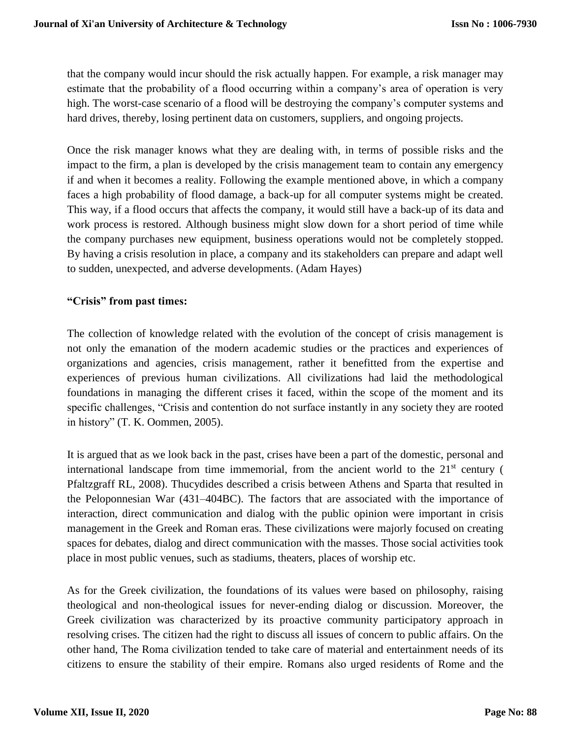that the company would incur should the risk actually happen. For example, a risk manager may estimate that the probability of a flood occurring within a company's area of operation is very high. The worst-case scenario of a flood will be destroying the company's computer systems and hard drives, thereby, losing pertinent data on customers, suppliers, and ongoing projects.

Once the risk manager knows what they are dealing with, in terms of possible risks and the impact to the firm, a plan is developed by the crisis management team to contain any emergency if and when it becomes a reality. Following the example mentioned above, in which a company faces a high probability of flood damage, a back-up for all computer systems might be created. This way, if a flood occurs that affects the company, it would still have a back-up of its data and work process is restored. Although business might slow down for a short period of time while the company purchases new equipment, business operations would not be completely stopped. By having a crisis resolution in place, a company and its stakeholders can prepare and adapt well to sudden, unexpected, and adverse developments. (Adam Hayes)

**"Crisis" from past times:**

The collection of knowledge related with the evolution of the concept of crisis management is not only the emanation of the modern academic studies or the practices and experiences of organizations and agencies, crisis management, rather it benefitted from the expertise and experiences of previous human civilizations. All civilizations had laid the methodological foundations in managing the different crises it faced, within the scope of the moment and its specific challenges, "Crisis and contention do not surface instantly in any society they are rooted in history" (T. K. Oommen, 2005).

It is argued that as we look back in the past, crises have been a part of the domestic, personal and international landscape from time immemorial, from the ancient world to the 21st century ( Pfaltzgraff RL, 2008). Thucydides described a crisis between Athens and Sparta that resulted in the Peloponnesian War (431–404BC). The factors that are associated with the importance of interaction, direct communication and dialog with the public opinion were important in crisis management in the Greek and Roman eras. These civilizations were majorly focused on creating spaces for debates, dialog and direct communication with the masses. Those social activities took place in most public venues, such as stadiums, theaters, places of worship etc.

As for the Greek civilization, the foundations of its values were based on philosophy, raising theological and non-theological issues for never-ending dialog or discussion. Moreover, the Greek civilization was characterized by its proactive community participatory approach in resolving crises. The citizen had the right to discuss all issues of concern to public affairs. On the other hand, The Roma civilization tended to take care of material and entertainment needs of its citizens to ensure the stability of their empire. Romans also urged residents of Rome and the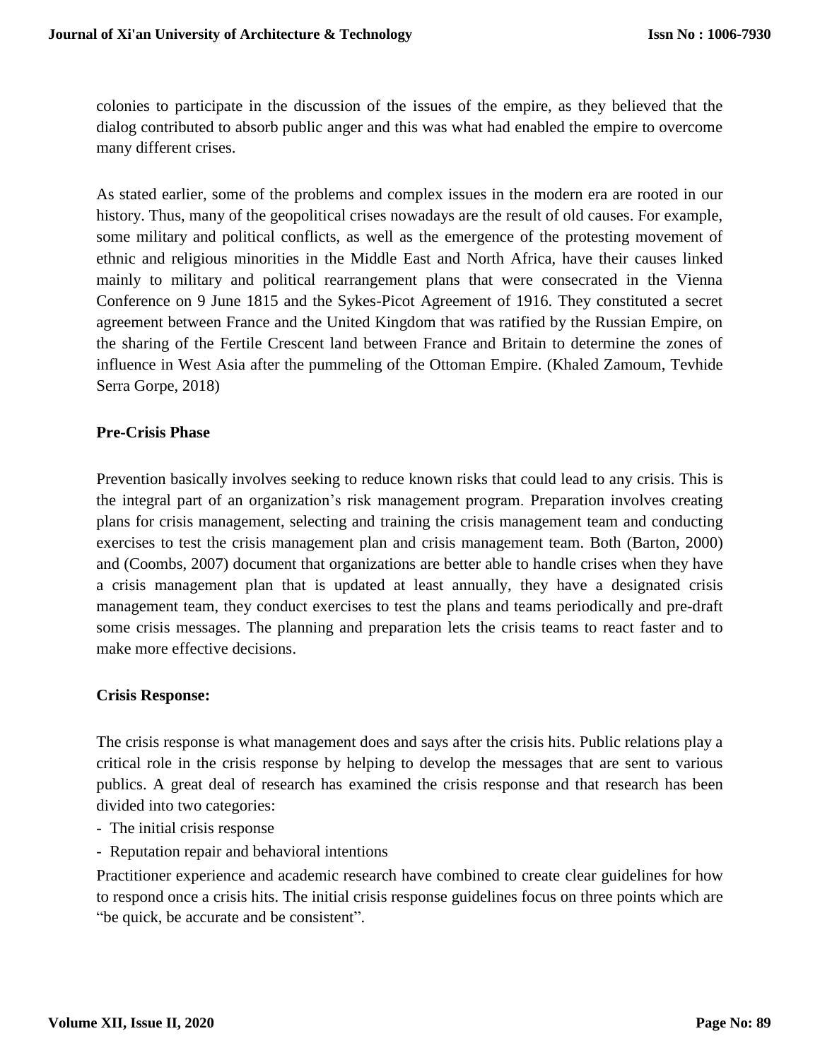colonies to participate in the discussion of the issues of the empire, as they believed that the dialog contributed to absorb public anger and this was what had enabled the empire to overcome many different crises.

As stated earlier, some of the problems and complex issues in the modern era are rooted in our history. Thus, many of the geopolitical crises nowadays are the result of old causes. For example, some military and political conflicts, as well as the emergence of the protesting movement of ethnic and religious minorities in the Middle East and North Africa, have their causes linked mainly to military and political rearrangement plans that were consecrated in the Vienna Conference on 9 June 1815 and the Sykes-Picot Agreement of 1916. They constituted a secret agreement between France and the United Kingdom that was ratified by the Russian Empire, on the sharing of the Fertile Crescent land between France and Britain to determine the zones of influence in West Asia after the pummeling of the Ottoman Empire. (Khaled Zamoum, Tevhide Serra Gorpe, 2018)

**Pre-Crisis Phase**

Prevention basically involves seeking to reduce known risks that could lead to any crisis. This is the integral part of an organization's risk management program. Preparation involves creating plans for crisis management, selecting and training the crisis management team and conducting exercises to test the crisis management plan and crisis management team. Both (Barton, 2000) and (Coombs, 2007) document that organizations are better able to handle crises when they have a crisis management plan that is updated at least annually, they have a designated crisis management team, they conduct exercises to test the plans and teams periodically and pre-draft some crisis messages. The planning and preparation lets the crisis teams to react faster and to make more effective decisions.

**Crisis Response:**

The crisis response is what management does and says after the crisis hits. Public relations play a critical role in the crisis response by helping to develop the messages that are sent to various publics. A great deal of research has examined the crisis response and that research has been divided into two categories:

- The initial crisis response
- Reputation repair and behavioral intentions

Practitioner experience and academic research have combined to create clear guidelines for how to respond once a crisis hits. The initial crisis response guidelines focus on three points which are "be quick, be accurate and be consistent".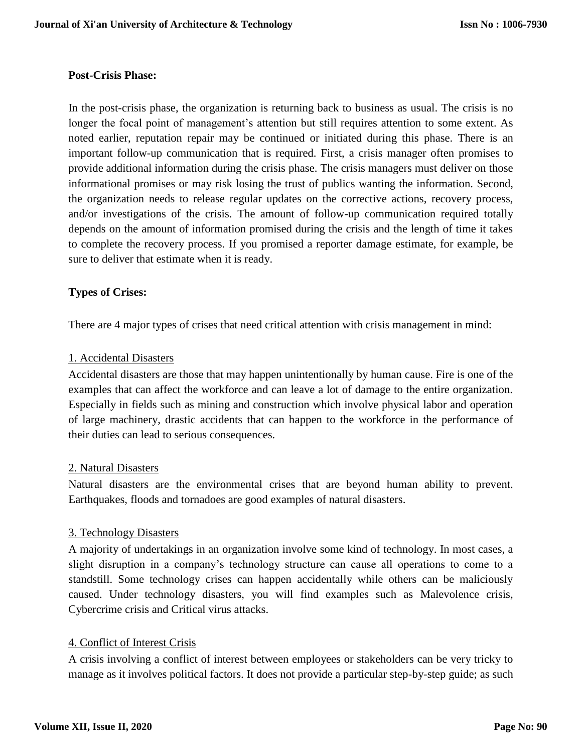**Post-Crisis Phase:**

In the post-crisis phase, the organization is returning back to business as usual. The crisis is no longer the focal point of management's attention but still requires attention to some extent. As noted earlier, reputation repair may be continued or initiated during this phase. There is an important follow-up communication that is required. First, a crisis manager often promises to provide additional information during the crisis phase. The crisis managers must deliver on those informational promises or may risk losing the trust of publics wanting the information. Second, the organization needs to release regular updates on the corrective actions, recovery process, and/or investigations of the crisis. The amount of follow-up communication required totally depends on the amount of information promised during the crisis and the length of time it takes to complete the recovery process. If you promised a reporter damage estimate, for example, be sure to deliver that estimate when it is ready.

**Types of Crises:**

There are 4 major types of crises that need critical attention with crisis management in mind:

<u>1. Accidental Disasters</u>

Accidental disasters are those that may happen unintentionally by human cause. Fire is one of the examples that can affect the workforce and can leave a lot of damage to the entire organization. Especially in fields such as mining and construction which involve physical labor and operation of large machinery, drastic accidents that can happen to the workforce in the performance of their duties can lead to serious consequences.

<u>2. Natural Disasters</u>

Natural disasters are the environmental crises that are beyond human ability to prevent. Earthquakes, floods and tornadoes are good examples of natural disasters.

<u>3. Technology Disasters</u>

A majority of undertakings in an organization involve some kind of technology. In most cases, a slight disruption in a company's technology structure can cause all operations to come to a standstill. Some technology crises can happen accidentally while others can be maliciously caused. Under technology disasters, you will find examples such as Malevolence crisis, Cybercrime crisis and Critical virus attacks.

<u>4. Conflict of Interest Crisis</u>

A crisis involving a conflict of interest between employees or stakeholders can be very tricky to manage as it involves political factors. It does not provide a particular step-by-step guide; as such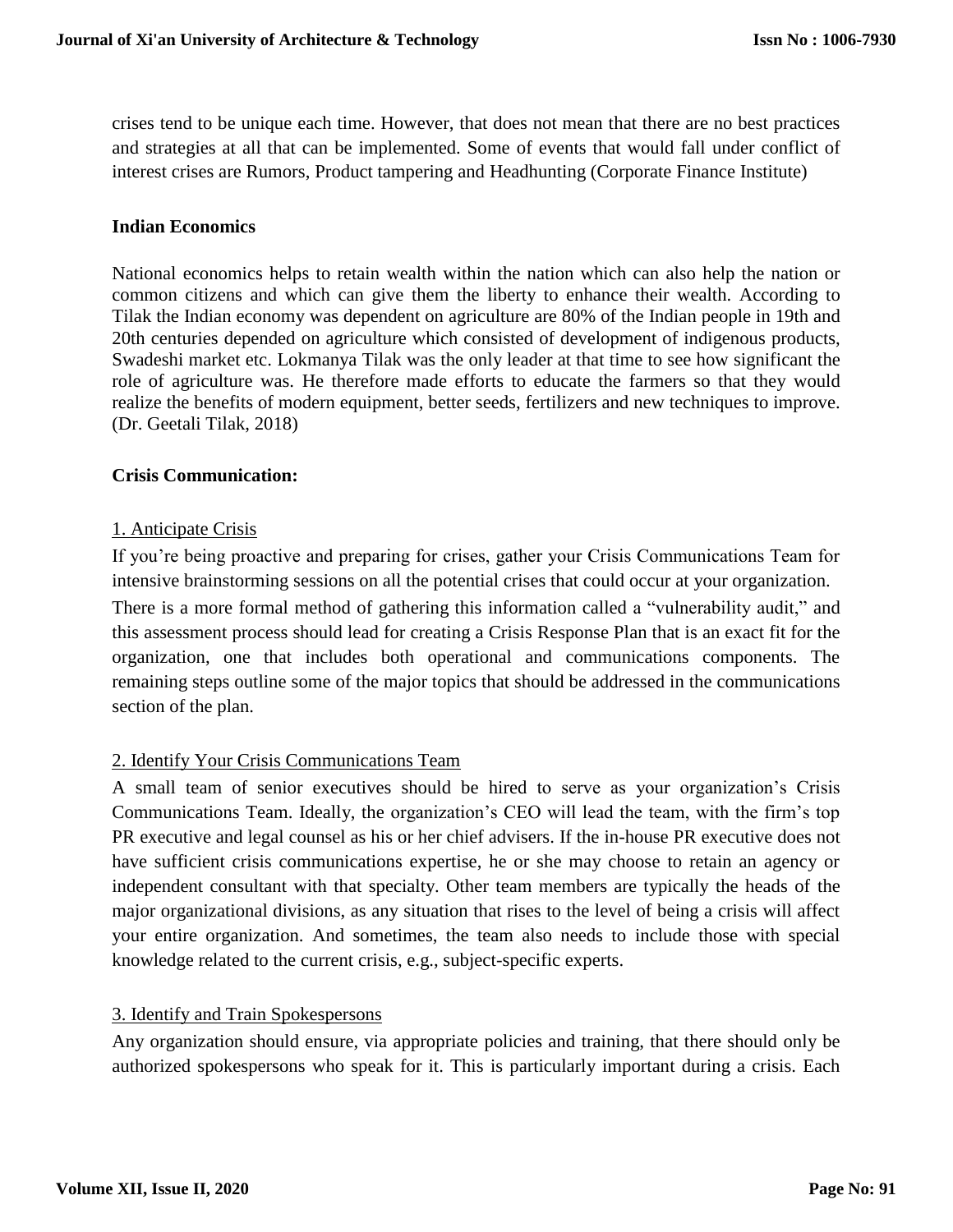crises tend to be unique each time. However, that does not mean that there are no best practices and strategies at all that can be implemented. Some of events that would fall under conflict of interest crises are Rumors, Product tampering and Headhunting (Corporate Finance Institute)

**Indian Economics**

National economics helps to retain wealth within the nation which can also help the nation or common citizens and which can give them the liberty to enhance their wealth. According to Tilak the Indian economy was dependent on agriculture are 80% of the Indian people in 19th and 20th centuries depended on agriculture which consisted of development of indigenous products, Swadeshi market etc. Lokmanya Tilak was the only leader at that time to see how significant the role of agriculture was. He therefore made efforts to educate the farmers so that they would realize the benefits of modern equipment, better seeds, fertilizers and new techniques to improve. (Dr. Geetali Tilak, 2018)

**Crisis Communication:**

1. Anticipate Crisis

If you're being proactive and preparing for crises, gather your Crisis Communications Team for intensive brainstorming sessions on all the potential crises that could occur at your organization. There is a more formal method of gathering this information called a "vulnerability audit," and this assessment process should lead for creating a Crisis Response Plan that is an exact fit for the organization, one that includes both operational and communications components. The remaining steps outline some of the major topics that should be addressed in the communications section of the plan.

2. Identify Your Crisis Communications Team

A small team of senior executives should be hired to serve as your organization's Crisis Communications Team. Ideally, the organization's CEO will lead the team, with the firm's top PR executive and legal counsel as his or her chief advisers. If the in-house PR executive does not have sufficient crisis communications expertise, he or she may choose to retain an agency or independent consultant with that specialty. Other team members are typically the heads of the major organizational divisions, as any situation that rises to the level of being a crisis will affect your entire organization. And sometimes, the team also needs to include those with special knowledge related to the current crisis, e.g., subject-specific experts.

3. Identify and Train Spokespersons

Any organization should ensure, via appropriate policies and training, that there should only be authorized spokespersons who speak for it. This is particularly important during a crisis. Each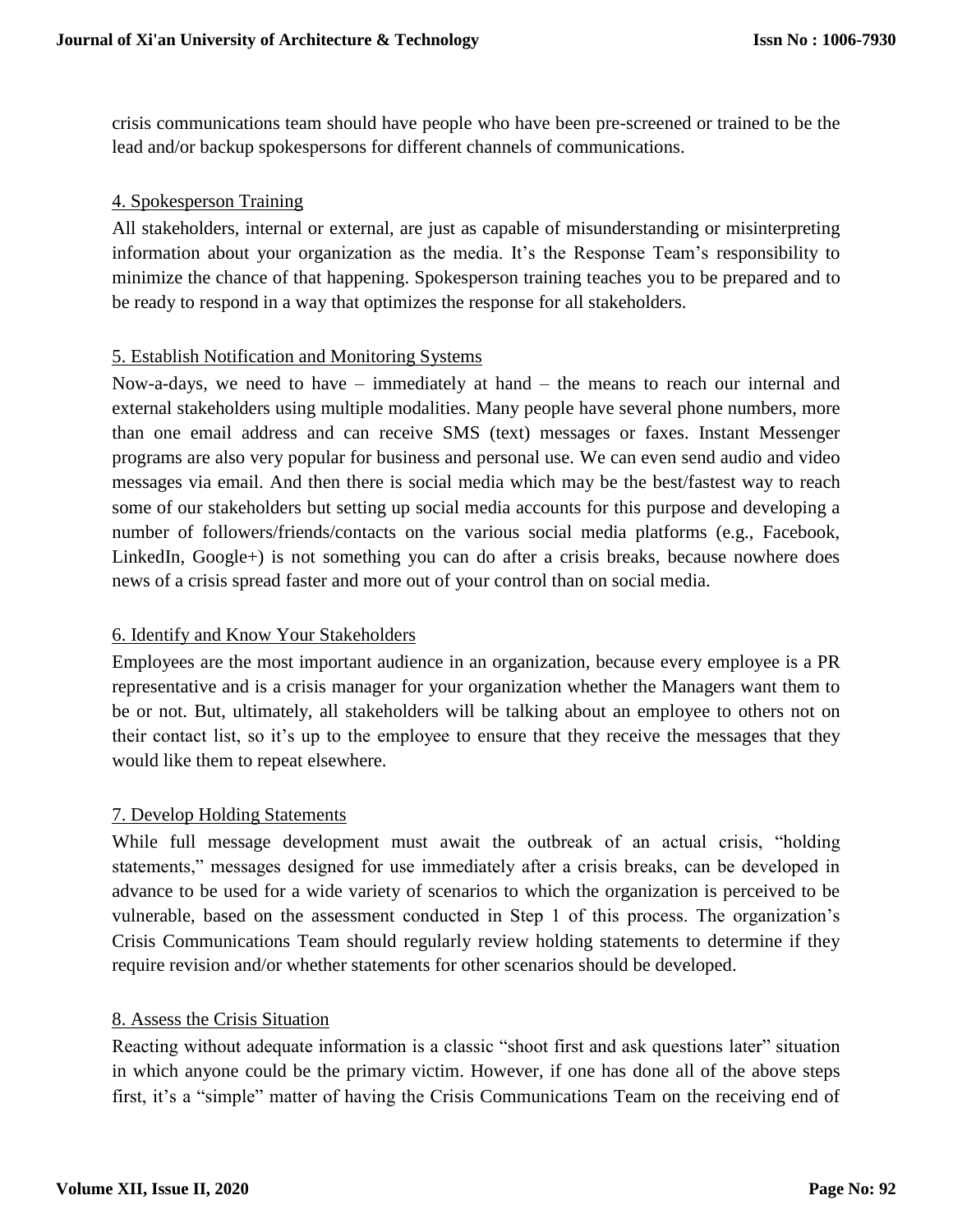crisis communications team should have people who have been pre-screened or trained to be the lead and/or backup spokespersons for different channels of communications.

### 4. Spokesperson Training

All stakeholders, internal or external, are just as capable of misunderstanding or misinterpreting information about your organization as the media. It's the Response Team's responsibility to minimize the chance of that happening. Spokesperson training teaches you to be prepared and to be ready to respond in a way that optimizes the response for all stakeholders.

### 5. Establish Notification and Monitoring Systems

Now-a-days, we need to have – immediately at hand – the means to reach our internal and external stakeholders using multiple modalities. Many people have several phone numbers, more than one email address and can receive SMS (text) messages or faxes. Instant Messenger programs are also very popular for business and personal use. We can even send audio and video messages via email. And then there is social media which may be the best/fastest way to reach some of our stakeholders but setting up social media accounts for this purpose and developing a number of followers/friends/contacts on the various social media platforms (e.g., Facebook, LinkedIn, Google+) is not something you can do after a crisis breaks, because nowhere does news of a crisis spread faster and more out of your control than on social media.

### 6. Identify and Know Your Stakeholders

Employees are the most important audience in an organization, because every employee is a PR representative and is a crisis manager for your organization whether the Managers want them to be or not. But, ultimately, all stakeholders will be talking about an employee to others not on their contact list, so it's up to the employee to ensure that they receive the messages that they would like them to repeat elsewhere.

### 7. Develop Holding Statements

While full message development must await the outbreak of an actual crisis, "holding statements," messages designed for use immediately after a crisis breaks, can be developed in advance to be used for a wide variety of scenarios to which the organization is perceived to be vulnerable, based on the assessment conducted in Step 1 of this process. The organization's Crisis Communications Team should regularly review holding statements to determine if they require revision and/or whether statements for other scenarios should be developed.

### 8. Assess the Crisis Situation

Reacting without adequate information is a classic "shoot first and ask questions later" situation in which anyone could be the primary victim. However, if one has done all of the above steps first, it's a "simple" matter of having the Crisis Communications Team on the receiving end of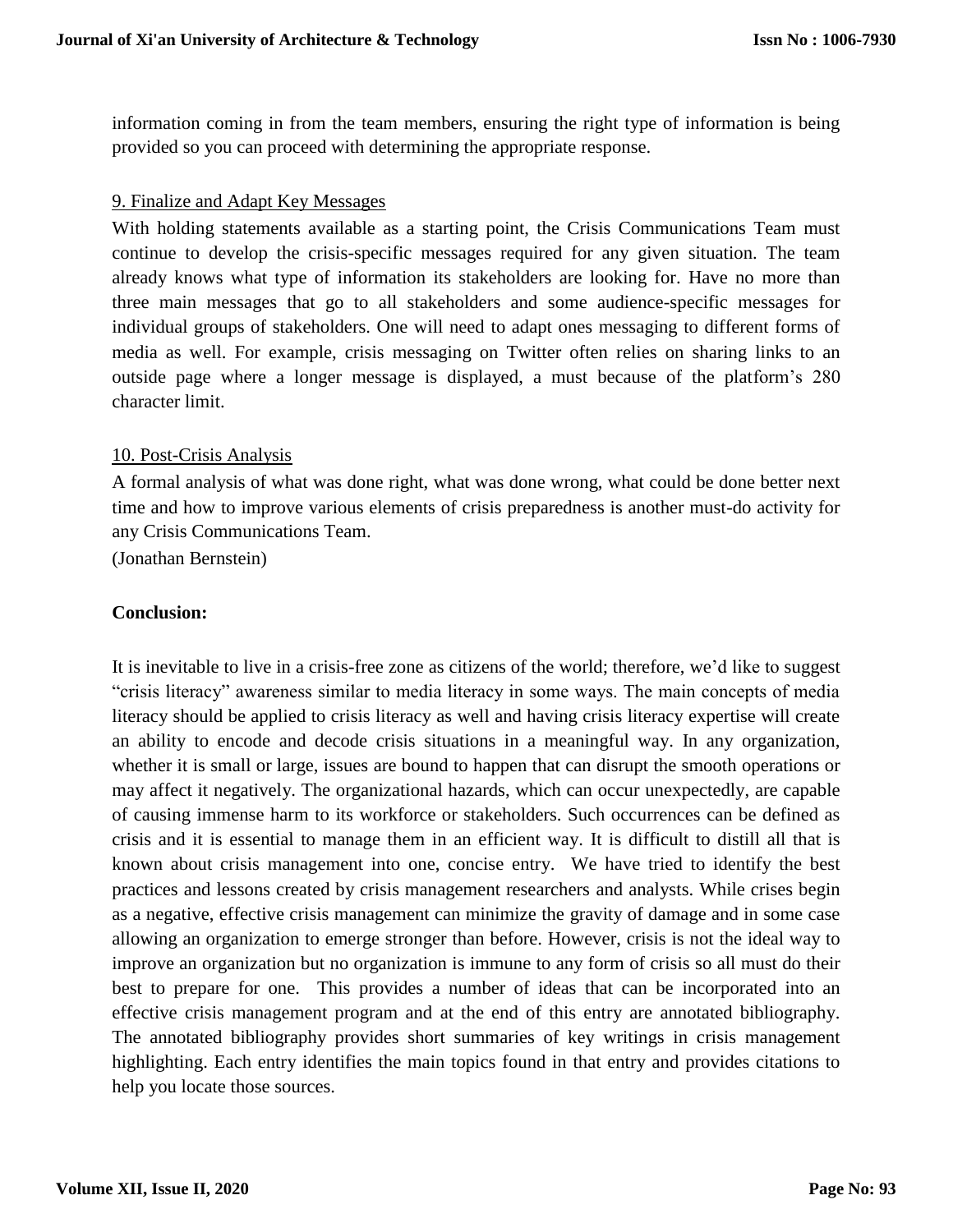information coming in from the team members, ensuring the right type of information is being provided so you can proceed with determining the appropriate response.

9. Finalize and Adapt Key Messages

With holding statements available as a starting point, the Crisis Communications Team must continue to develop the crisis-specific messages required for any given situation. The team already knows what type of information its stakeholders are looking for. Have no more than three main messages that go to all stakeholders and some audience-specific messages for individual groups of stakeholders. One will need to adapt ones messaging to different forms of media as well. For example, crisis messaging on Twitter often relies on sharing links to an outside page where a longer message is displayed, a must because of the platform's 280 character limit.

10. Post-Crisis Analysis

A formal analysis of what was done right, what was done wrong, what could be done better next time and how to improve various elements of crisis preparedness is another must-do activity for any Crisis Communications Team.

(Jonathan Bernstein)

**Conclusion:**

It is inevitable to live in a crisis-free zone as citizens of the world; therefore, we'd like to suggest "crisis literacy" awareness similar to media literacy in some ways. The main concepts of media literacy should be applied to crisis literacy as well and having crisis literacy expertise will create an ability to encode and decode crisis situations in a meaningful way. In any organization, whether it is small or large, issues are bound to happen that can disrupt the smooth operations or may affect it negatively. The organizational hazards, which can occur unexpectedly, are capable of causing immense harm to its workforce or stakeholders. Such occurrences can be defined as crisis and it is essential to manage them in an efficient way. It is difficult to distill all that is known about crisis management into one, concise entry. We have tried to identify the best practices and lessons created by crisis management researchers and analysts. While crises begin as a negative, effective crisis management can minimize the gravity of damage and in some case allowing an organization to emerge stronger than before. However, crisis is not the ideal way to improve an organization but no organization is immune to any form of crisis so all must do their best to prepare for one. This provides a number of ideas that can be incorporated into an effective crisis management program and at the end of this entry are annotated bibliography. The annotated bibliography provides short summaries of key writings in crisis management highlighting. Each entry identifies the main topics found in that entry and provides citations to help you locate those sources.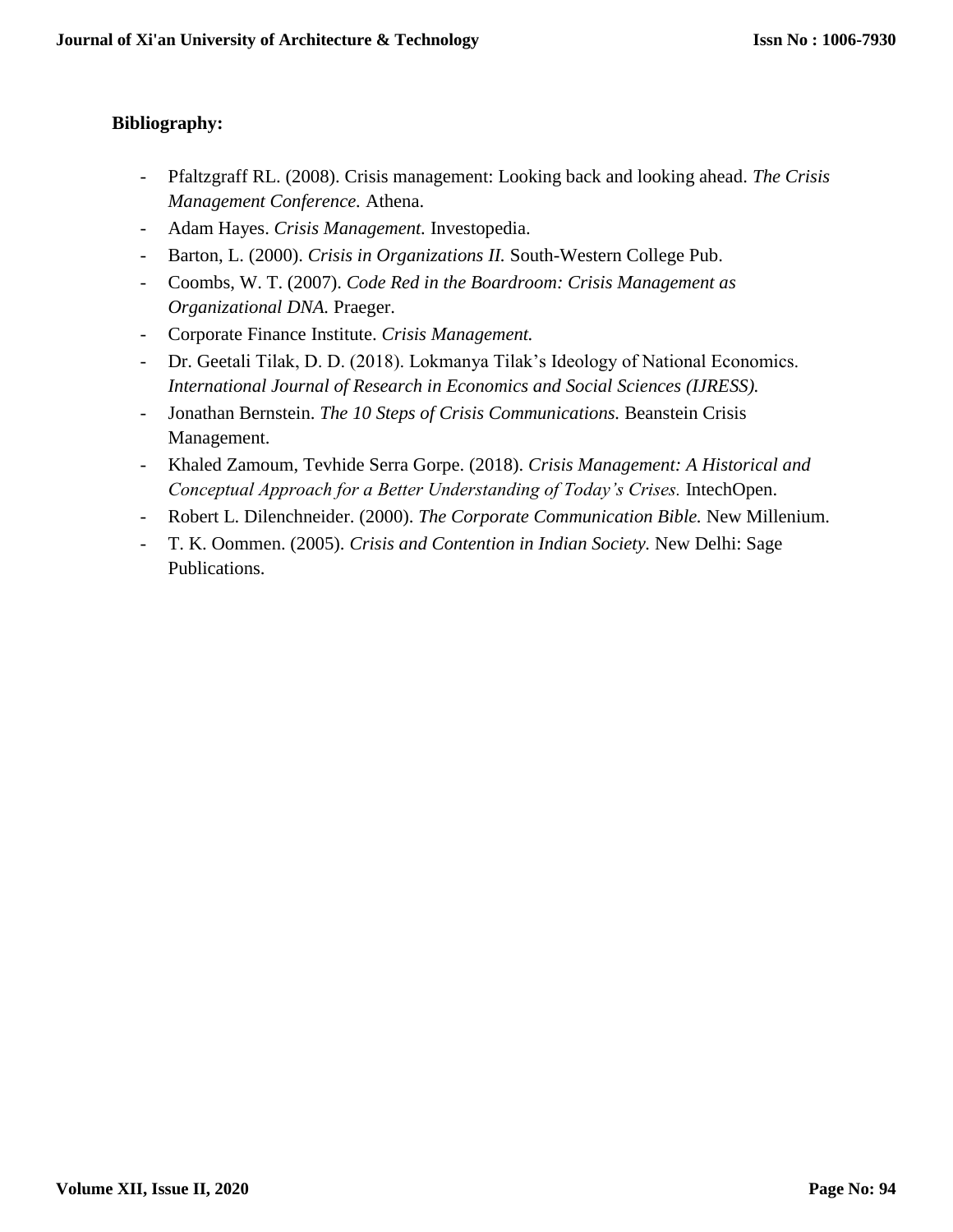**Bibliography:**

- Pfaltzgraff RL. (2008). Crisis management: Looking back and looking ahead. *The Crisis Management Conference.* Athena.
- Adam Hayes. *Crisis Management.* Investopedia.
- Barton, L. (2000). *Crisis in Organizations II.* South-Western College Pub.
- Coombs, W. T. (2007). *Code Red in the Boardroom: Crisis Management as Organizational DNA.* Praeger.
- Corporate Finance Institute. *Crisis Management.*
- Dr. Geetali Tilak, D. D. (2018). Lokmanya Tilak's Ideology of National Economics. *International Journal of Research in Economics and Social Sciences (IJRESS).*
- Jonathan Bernstein. *The 10 Steps of Crisis Communications.* Beanstein Crisis Management.
- Khaled Zamoum, Tevhide Serra Gorpe. (2018). *Crisis Management: A Historical and Conceptual Approach for a Better Understanding of Today's Crises.* IntechOpen.
- Robert L. Dilenchneider. (2000). *The Corporate Communication Bible.* New Millenium.
- T. K. Oommen. (2005). *Crisis and Contention in Indian Society.* New Delhi: Sage Publications.